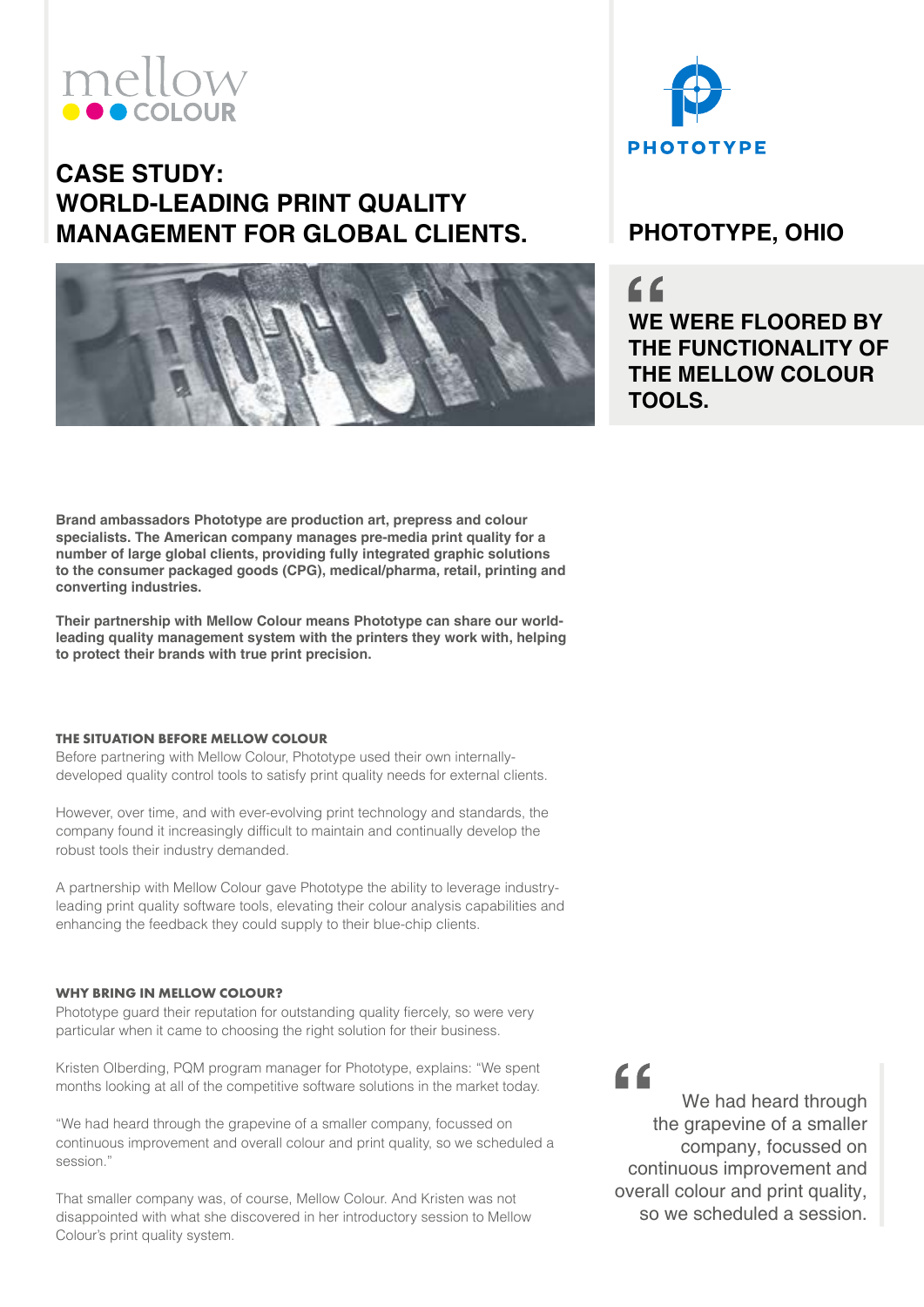mellow COLOUR

# CASE STUDY: WORLD-LEADING PRINT QUALITY MANAGEMENT FOR GLOBAL CLIENTS.

PHOTOTYPE

## PHOTOTYPE, OHIO

> **WE WERE FLOORED BY THE FUNCTIONALITY OF THE MELLOW COLOUR TOOLS.**

**Brand ambassadors Phototype are production art, prepress and colour specialists. The American company manages pre-media print quality for a number of large global clients, providing fully integrated graphic solutions to the consumer packaged goods (CPG), medical/pharma, retail, printing and converting industries.**

**Their partnership with Mellow Colour means Phototype can share our world-leading quality management system with the printers they work with, helping to protect their brands with true print precision.**

### THE SITUATION BEFORE MELLOW COLOUR

Before partnering with Mellow Colour, Phototype used their own internally-developed quality control tools to satisfy print quality needs for external clients.

However, over time, and with ever-evolving print technology and standards, the company found it increasingly difficult to maintain and continually develop the robust tools their industry demanded.

A partnership with Mellow Colour gave Phototype the ability to leverage industry-leading print quality software tools, elevating their colour analysis capabilities and enhancing the feedback they could supply to their blue-chip clients.

### WHY BRING IN MELLOW COLOUR?

Phototype guard their reputation for outstanding quality fiercely, so were very particular when it came to choosing the right solution for their business.

Kristen Olberding, PQM program manager for Phototype, explains: "We spent months looking at all of the competitive software solutions in the market today.

"We had heard through the grapevine of a smaller company, focussed on continuous improvement and overall colour and print quality, so we scheduled a session."

That smaller company was, of course, Mellow Colour. And Kristen was not disappointed with what she discovered in her introductory session to Mellow Colour's print quality system.

> We had heard through the grapevine of a smaller company, focussed on continuous improvement and overall colour and print quality, so we scheduled a session.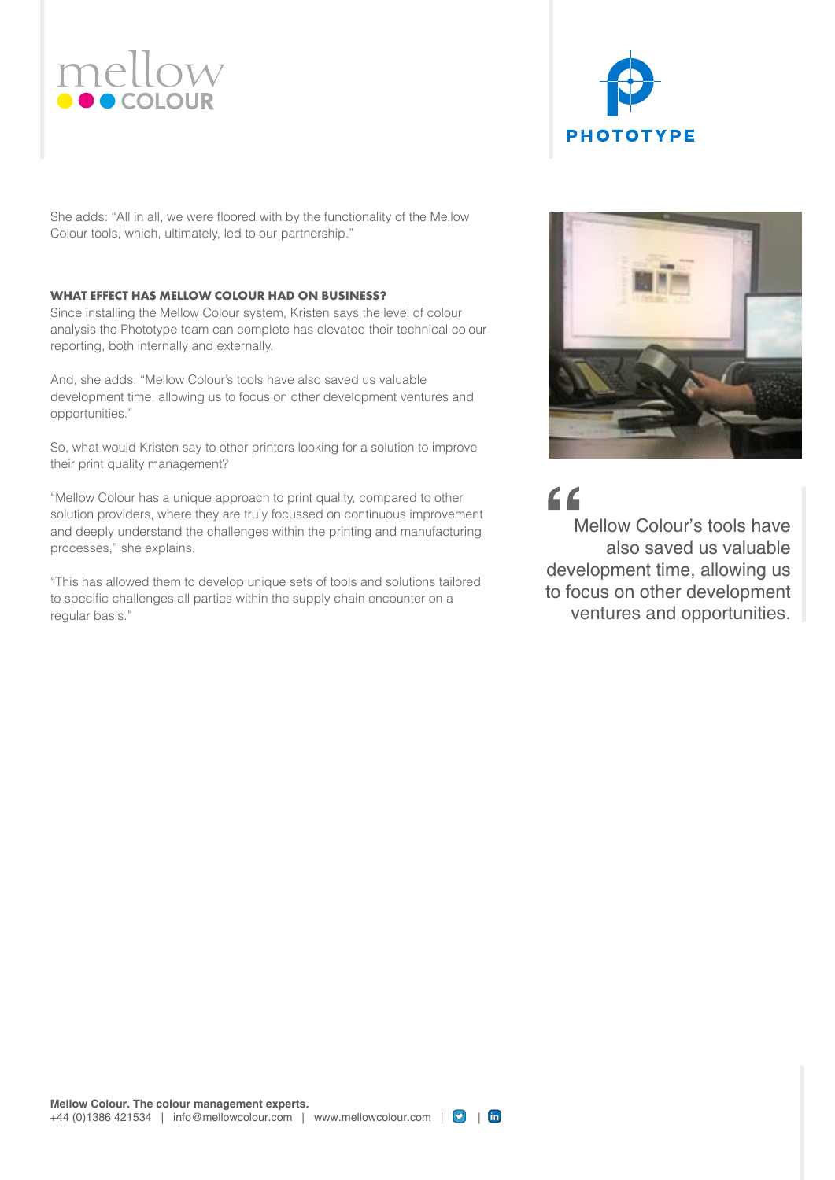She adds: "All in all, we were floored with by the functionality of the Mellow Colour tools, which, ultimately, led to our partnership."

### WHAT EFFECT HAS MELLOW COLOUR HAD ON BUSINESS?

Since installing the Mellow Colour system, Kristen says the level of colour analysis the Phototype team can complete has elevated their technical colour reporting, both internally and externally.

And, she adds: "Mellow Colour's tools have also saved us valuable development time, allowing us to focus on other development ventures and opportunities."

So, what would Kristen say to other printers looking for a solution to improve their print quality management?

"Mellow Colour has a unique approach to print quality, compared to other solution providers, where they are truly focussed on continuous improvement and deeply understand the challenges within the printing and manufacturing processes," she explains.

"This has allowed them to develop unique sets of tools and solutions tailored to specific challenges all parties within the supply chain encounter on a regular basis."

> "Mellow Colour's tools have also saved us valuable development time, allowing us to focus on other development ventures and opportunities.

**Mellow Colour. The colour management experts.**
+44 (0)1386 421534 | info@mellowcolour.com | www.mellowcolour.com